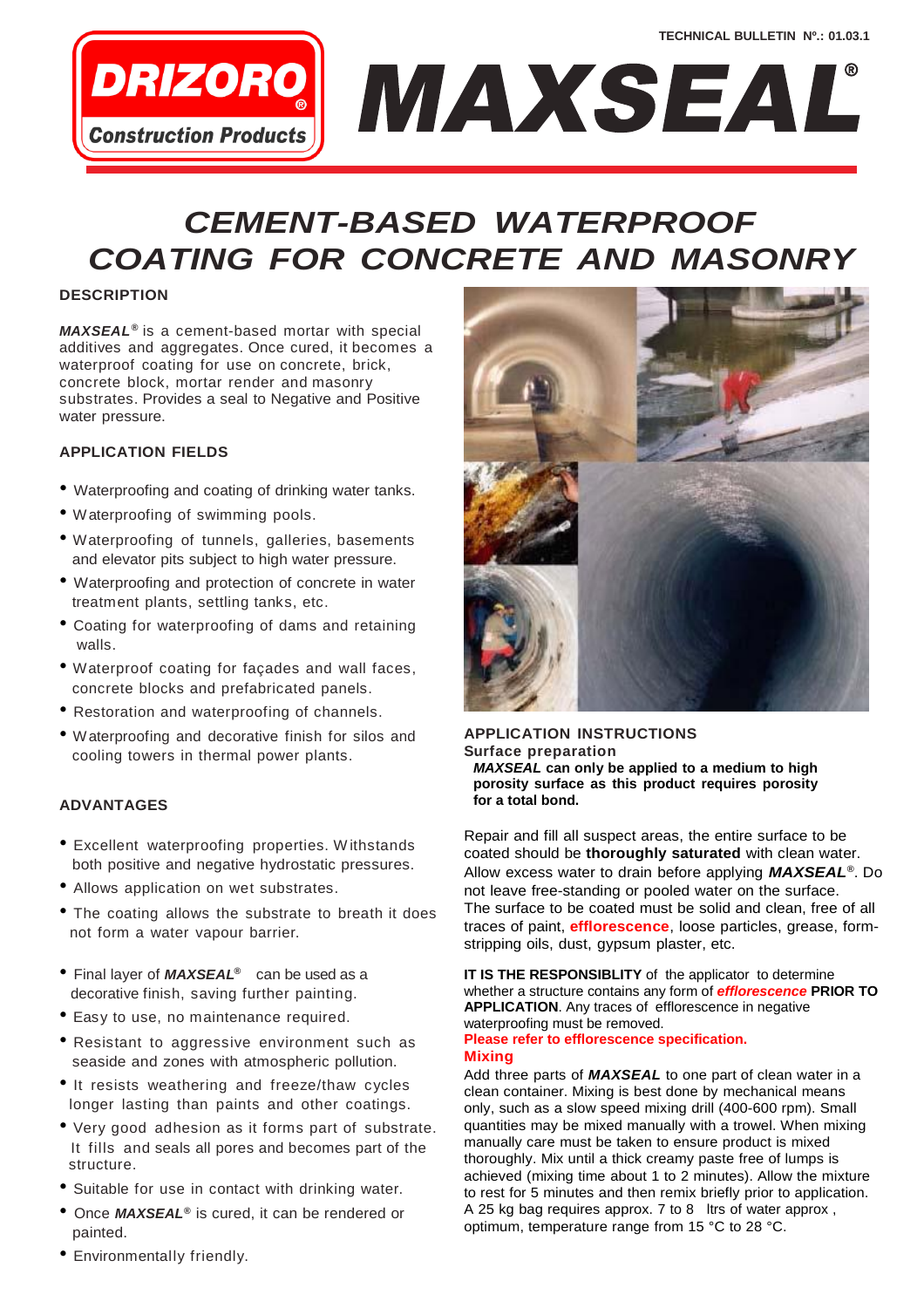TECHNICAL BULLETIN Nº.: 01.03.1

# MAXSEAL®

## CEMENT-BASED WATERPROOF COATING FOR CONCRETE AND MASONRY

### DESCRIPTION

***MAXSEAL®*** is a cement-based mortar with special additives and aggregates. Once cured, it becomes a waterproof coating for use on concrete, brick, concrete block, mortar render and masonry substrates. Provides a seal to Negative and Positive water pressure.

### APPLICATION FIELDS

- Waterproofing and coating of drinking water tanks.
- Waterproofing of swimming pools.
- Waterproofing of tunnels, galleries, basements and elevator pits subject to high water pressure.
- Waterproofing and protection of concrete in water treatment plants, settling tanks, etc.
- Coating for waterproofing of dams and retaining walls.
- Waterproof coating for façades and wall faces, concrete blocks and prefabricated panels.
- Restoration and waterproofing of channels.
- Waterproofing and decorative finish for silos and cooling towers in thermal power plants.

### ADVANTAGES

- Excellent waterproofing properties. Withstands both positive and negative hydrostatic pressures.
- Allows application on wet substrates.
- The coating allows the substrate to breath it does not form a water vapour barrier.
- Final layer of ***MAXSEAL®*** can be used as a decorative finish, saving further painting.
- Easy to use, no maintenance required.
- Resistant to aggressive environment such as seaside and zones with atmospheric pollution.
- It resists weathering and freeze/thaw cycles longer lasting than paints and other coatings.
- Very good adhesion as it forms part of substrate. It fills and seals all pores and becomes part of the structure.
- Suitable for use in contact with drinking water.
- Once ***MAXSEAL®*** is cured, it can be rendered or painted.
- Environmentally friendly.

### APPLICATION INSTRUCTIONS

**Surface preparation**

***MAXSEAL*** **can only be applied to a medium to high porosity surface as this product requires porosity for a total bond.**

Repair and fill all suspect areas, the entire surface to be coated should be **thoroughly saturated** with clean water. Allow excess water to drain before applying ***MAXSEAL®***. Do not leave free-standing or pooled water on the surface. The surface to be coated must be solid and clean, free of all traces of paint, **efflorescence**, loose particles, grease, form-stripping oils, dust, gypsum plaster, etc.

**IT IS THE RESPONSIBLITY** of the applicator to determine whether a structure contains any form of ***efflorescence*** **PRIOR TO APPLICATION**. Any traces of efflorescence in negative waterproofing must be removed.

**Please refer to efflorescence specification.**

**Mixing**

Add three parts of ***MAXSEAL*** to one part of clean water in a clean container. Mixing is best done by mechanical means only, such as a slow speed mixing drill (400-600 rpm). Small quantities may be mixed manually with a trowel. When mixing manually care must be taken to ensure product is mixed thoroughly. Mix until a thick creamy paste free of lumps is achieved (mixing time about 1 to 2 minutes). Allow the mixture to rest for 5 minutes and then remix briefly prior to application. A 25 kg bag requires approx. 7 to 8 ltrs of water approx , optimum, temperature range from 15 °C to 28 °C.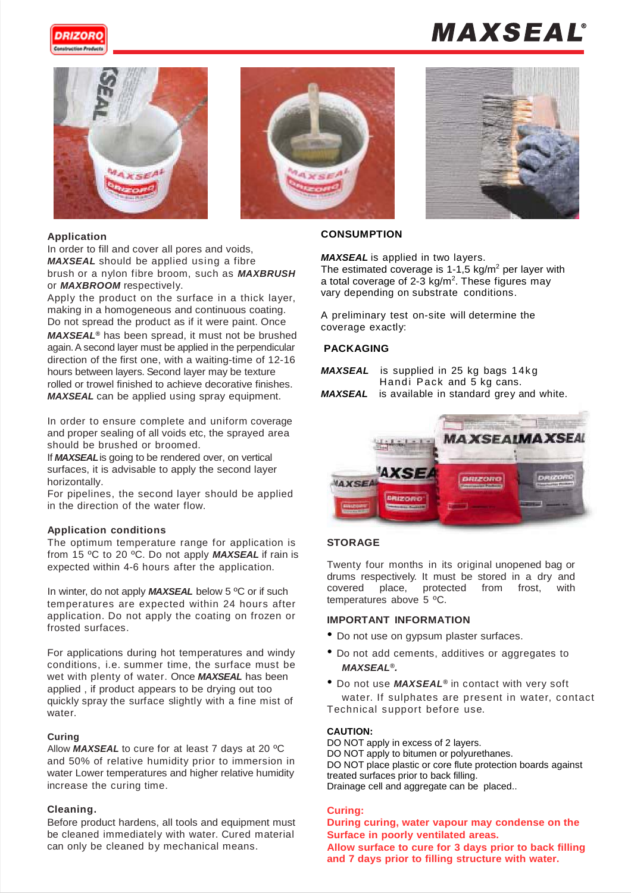## Application

In order to fill and cover all pores and voids, ***MAXSEAL*** should be applied using a fibre brush or a nylon fibre broom, such as ***MAXBRUSH*** or ***MAXBROOM*** respectively.

Apply the product on the surface in a thick layer, making in a homogeneous and continuous coating. Do not spread the product as if it were paint. Once ***MAXSEAL®*** has been spread, it must not be brushed again. A second layer must be applied in the perpendicular direction of the first one, with a waiting-time of 12-16 hours between layers. Second layer may be texture rolled or trowel finished to achieve decorative finishes. ***MAXSEAL*** can be applied using spray equipment.

In order to ensure complete and uniform coverage and proper sealing of all voids etc, the sprayed area should be brushed or broomed.

If ***MAXSEAL*** is going to be rendered over, on vertical surfaces, it is advisable to apply the second layer horizontally.

For pipelines, the second layer should be applied in the direction of the water flow.

## Application conditions

The optimum temperature range for application is from 15 ºC to 20 ºC. Do not apply ***MAXSEAL*** if rain is expected within 4-6 hours after the application.

In winter, do not apply ***MAXSEAL*** below 5 ºC or if such temperatures are expected within 24 hours after application. Do not apply the coating on frozen or frosted surfaces.

For applications during hot temperatures and windy conditions, i.e. summer time, the surface must be wet with plenty of water. Once ***MAXSEAL*** has been applied , if product appears to be drying out too quickly spray the surface slightly with a fine mist of water.

## Curing

Allow ***MAXSEAL*** to cure for at least 7 days at 20 ºC and 50% of relative humidity prior to immersion in water Lower temperatures and higher relative humidity increase the curing time.

## Cleaning.

Before product hardens, all tools and equipment must be cleaned immediately with water. Cured material can only be cleaned by mechanical means.

## CONSUMPTION

***MAXSEAL*** is applied in two layers.

The estimated coverage is 1-1,5 kg/m$^2$ per layer with a total coverage of 2-3 kg/m$^2$. These figures may vary depending on substrate conditions.

A preliminary test on-site will determine the coverage exactly:

## PACKAGING

***MAXSEAL*** is supplied in 25 kg bags 14kg Handi Pack and 5 kg cans.

***MAXSEAL*** is available in standard grey and white.

## STORAGE

Twenty four months in its original unopened bag or drums respectively. It must be stored in a dry and covered place, protected from frost, with temperatures above 5 ºC.

## IMPORTANT INFORMATION

- Do not use on gypsum plaster surfaces.
- Do not add cements, additives or aggregates to ***MAXSEAL®.***
- Do not use ***MAXSEAL®*** in contact with very soft water. If sulphates are present in water, contact Technical support before use.

**CAUTION:**

DO NOT apply in excess of 2 layers.
DO NOT apply to bitumen or polyurethanes.
DO NOT place plastic or core flute protection boards against treated surfaces prior to back filling.
Drainage cell and aggregate can be placed..

**Curing:**

**During curing, water vapour may condense on the Surface in poorly ventilated areas.**

**Allow surface to cure for 3 days prior to back filling and 7 days prior to filling structure with water.**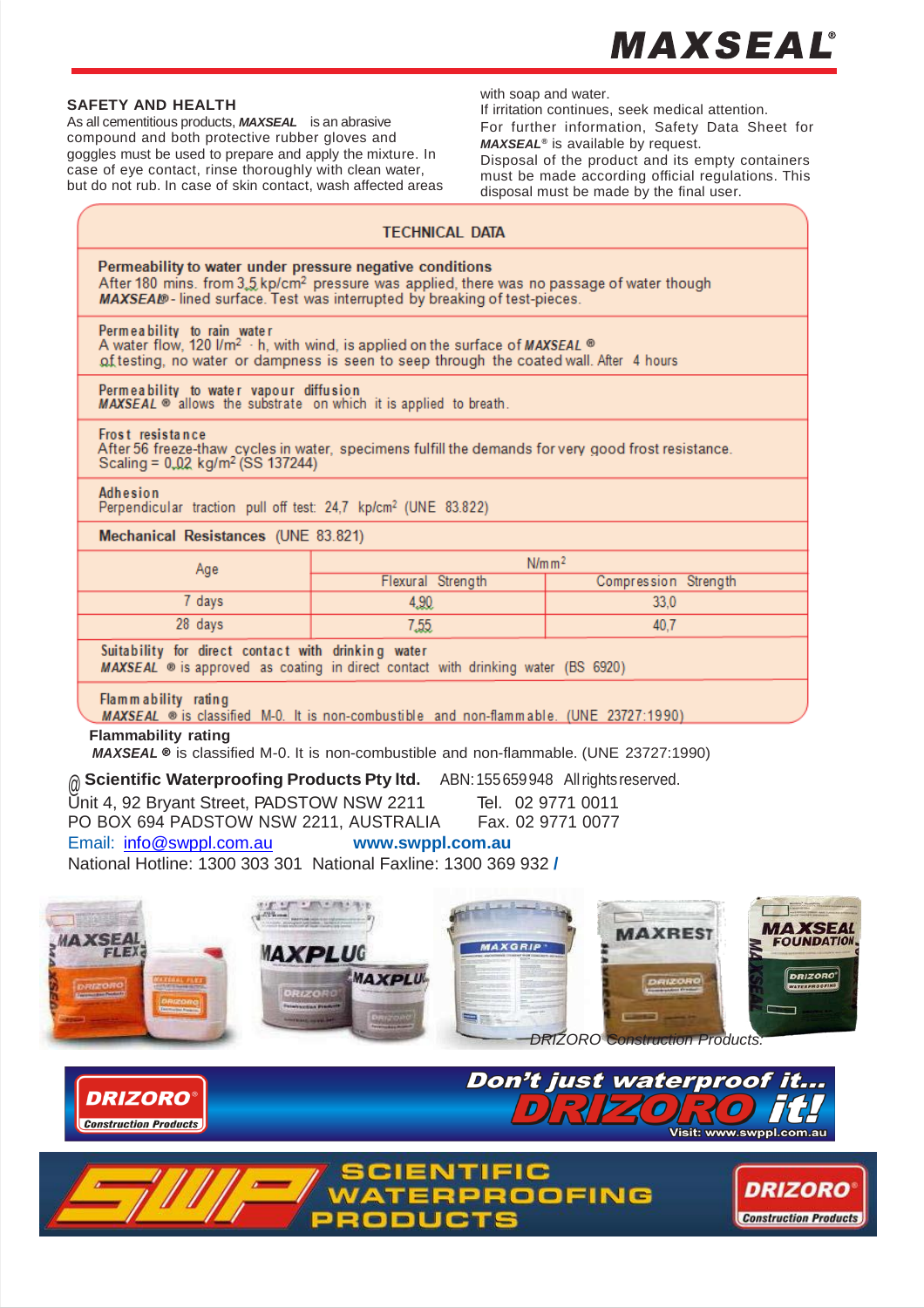## SAFETY AND HEALTH

As all cementitious products, ***MAXSEAL*** is an abrasive compound and both protective rubber gloves and goggles must be used to prepare and apply the mixture. In case of eye contact, rinse thoroughly with clean water, but do not rub. In case of skin contact, wash affected areas with soap and water.

If irritation continues, seek medical attention.

For further information, Safety Data Sheet for ***MAXSEAL®*** is available by request.

Disposal of the product and its empty containers must be made according official regulations. This disposal must be made by the final user.

## TECHNICAL DATA

**Permeability to water under pressure negative conditions**
After 180 mins. from 3,5 kp/cm² pressure was applied, there was no passage of water though ***MAXSEAL®***- lined surface. Test was interrupted by breaking of test-pieces.

**Permeability to rain water**
A water flow, 120 l/m² · h, with wind, is applied on the surface of ***MAXSEAL ®*** of testing, no water or dampness is seen to seep through the coated wall. After 4 hours

**Permeability to water vapour diffusion**
***MAXSEAL ®*** allows the substrate on which it is applied to breath.

**Frost resistance**
After 56 freeze-thaw cycles in water, specimens fulfill the demands for very good frost resistance. Scaling = 0,02 kg/m² (SS 137244)

**Adhesion**
Perpendicular traction pull off test: 24,7 kp/cm² (UNE 83.822)

**Mechanical Resistances** (UNE 83.821)

| Age | N/mm² | |
|---|---|---|
| | Flexural Strength | Compression Strength |
| 7 days | 4,90 | 33,0 |
| 28 days | 7,55 | 40,7 |

**Suitability for direct contact with drinking water**
***MAXSEAL ®*** is approved as coating in direct contact with drinking water (BS 6920)

**Flammability rating**
***MAXSEAL ®*** is classified M-0. It is non-combustible and non-flammable. (UNE 23727:1990)

**Flammability rating**
***MAXSEAL ®*** is classified M-0. It is non-combustible and non-flammable. (UNE 23727:1990)

@ **Scientific Waterproofing Products Pty ltd.** ABN: 155 659 948 All rights reserved.
Unit 4, 92 Bryant Street, PADSTOW NSW 2211 Tel. 02 9771 0011
PO BOX 694 PADSTOW NSW 2211, AUSTRALIA Fax. 02 9771 0077
Email: info@swppl.com.au **www.swppl.com.au**
National Hotline: 1300 303 301 National Faxline: 1300 369 932 **/**

*DRIZORO Construction Products.*

Don't just waterproof it... DRIZORO it!
Visit: www.swppl.com.au

SCIENTIFIC WATERPROOFING PRODUCTS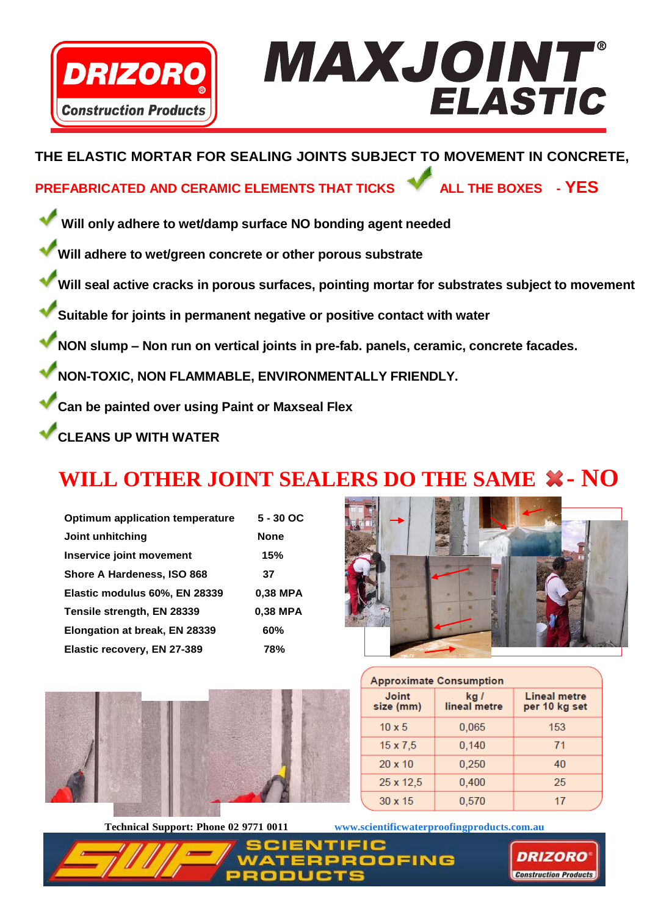# DRIZORO Construction Products

# MAXJOINT® ELASTIC

**THE ELASTIC MORTAR FOR SEALING JOINTS SUBJECT TO MOVEMENT IN CONCRETE, PREFABRICATED AND CERAMIC ELEMENTS THAT TICKS ✔ ALL THE BOXES - YES**

- ✔ **Will only adhere to wet/damp surface NO bonding agent needed**
- ✔ **Will adhere to wet/green concrete or other porous substrate**
- ✔ **Will seal active cracks in porous surfaces, pointing mortar for substrates subject to movement**
- ✔ **Suitable for joints in permanent negative or positive contact with water**
- ✔ **NON slump – Non run on vertical joints in pre-fab. panels, ceramic, concrete facades.**
- ✔ **NON-TOXIC, NON FLAMMABLE, ENVIRONMENTALLY FRIENDLY.**
- ✔ **Can be painted over using Paint or Maxseal Flex**
- ✔ **CLEANS UP WITH WATER**

## WILL OTHER JOINT SEALERS DO THE SAME ✖ - NO

| | |
|---|---|
| Optimum application temperature | 5 - 30 OC |
| Joint unhitching | None |
| Inservice joint movement | 15% |
| Shore A Hardeness, ISO 868 | 37 |
| Elastic modulus 60%, EN 28339 | 0,38 MPA |
| Tensile strength, EN 28339 | 0,38 MPA |
| Elongation at break, EN 28339 | 60% |
| Elastic recovery, EN 27-389 | 78% |

**Approximate Consumption**

| Joint size (mm) | kg / lineal metre | Lineal metre per 10 kg set |
|---|---|---|
| 10 x 5 | 0,065 | 153 |
| 15 x 7,5 | 0,140 | 71 |
| 20 x 10 | 0,250 | 40 |
| 25 x 12,5 | 0,400 | 25 |
| 30 x 15 | 0,570 | 17 |

**Technical Support: Phone 02 9771 0011** www.scientificwaterproofingproducts.com.au

SWP SCIENTIFIC WATERPROOFING PRODUCTS — DRIZORO® Construction Products